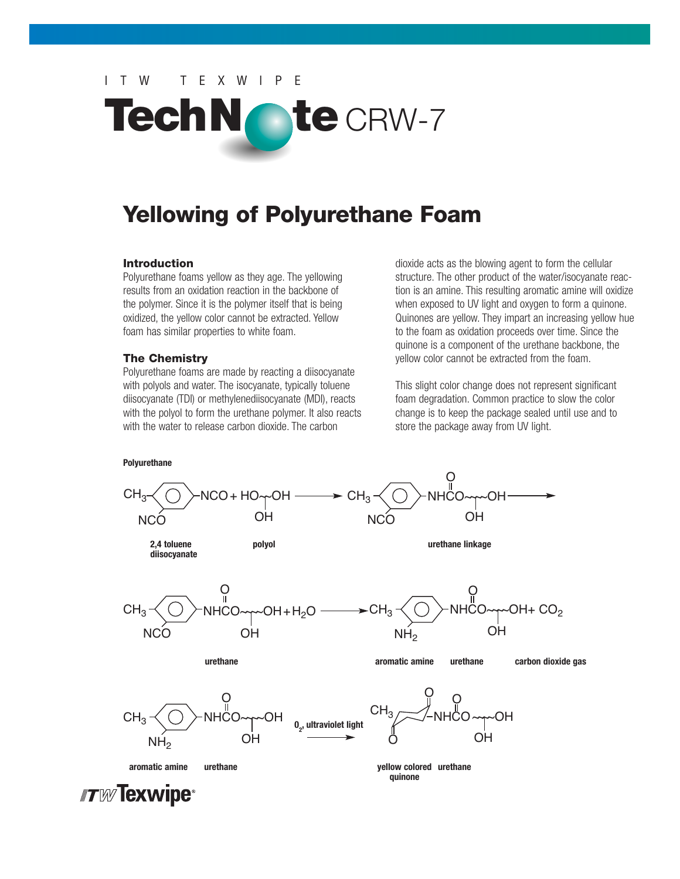I T W   T E X W I P E

# TechNote CRW-7

## Yellowing of Polyurethane Foam

### Introduction

Polyurethane foams yellow as they age. The yellowing results from an oxidation reaction in the backbone of the polymer. Since it is the polymer itself that is being oxidized, the yellow color cannot be extracted. Yellow foam has similar properties to white foam.

### The Chemistry

Polyurethane foams are made by reacting a diisocyanate with polyols and water. The isocyanate, typically toluene diisocyanate (TDI) or methylenediisocyanate (MDI), reacts with the polyol to form the urethane polymer. It also reacts with the water to release carbon dioxide. The carbon dioxide acts as the blowing agent to form the cellular structure. The other product of the water/isocyanate reaction is an amine. This resulting aromatic amine will oxidize when exposed to UV light and oxygen to form a quinone. Quinones are yellow. They impart an increasing yellow hue to the foam as oxidation proceeds over time. Since the quinone is a component of the urethane backbone, the yellow color cannot be extracted from the foam.

This slight color change does not represent significant foam degradation. Common practice to slow the color change is to keep the package sealed until use and to store the package away from UV light.

**Polyurethane**

2,4 toluene diisocyanate + polyol → urethane linkage

urethane + $H_2O$ → aromatic amine urethane + $CO_2$ (carbon dioxide gas)

aromatic amine urethane —($O_2$, ultraviolet light)→ yellow colored quinone urethane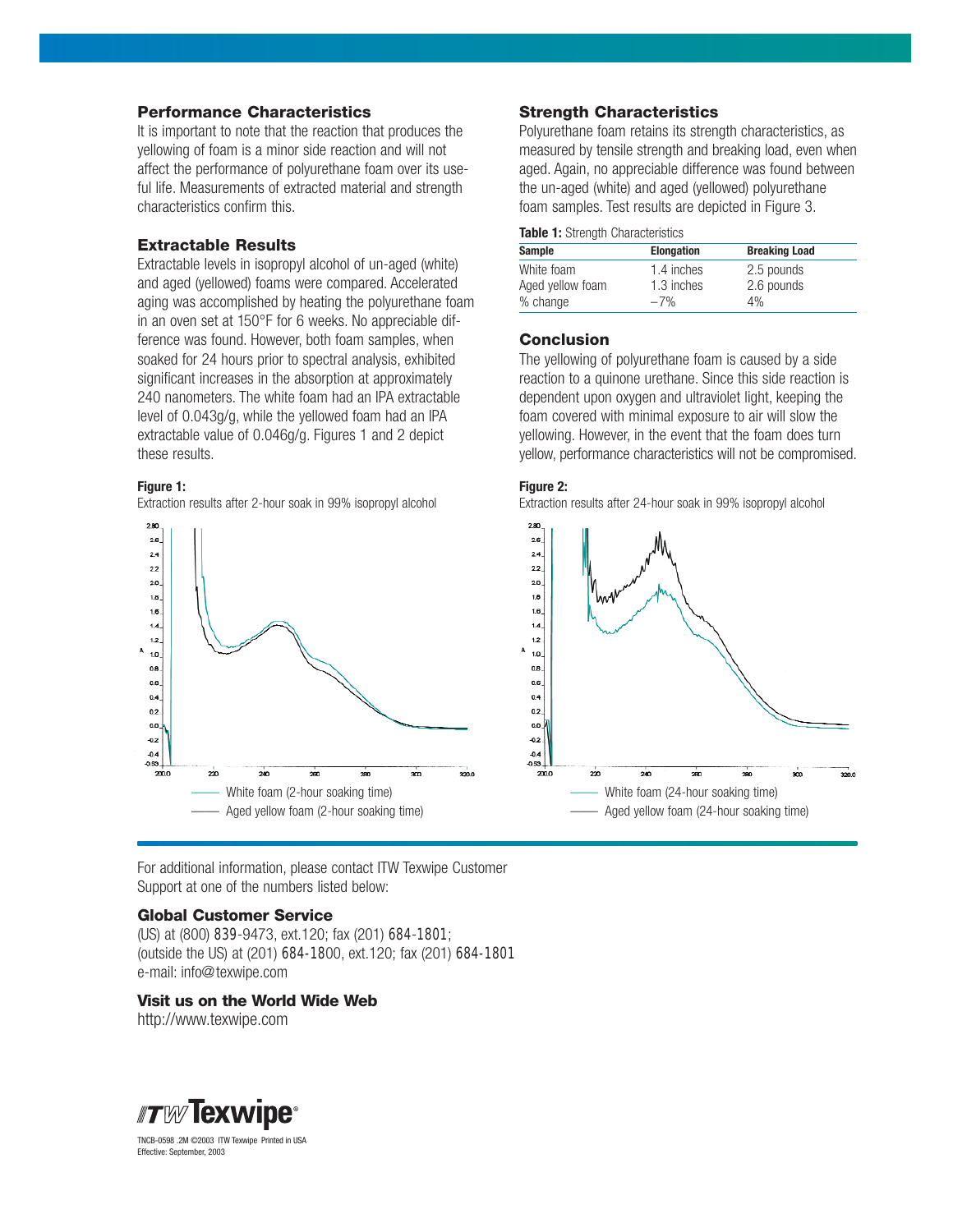## Performance Characteristics

It is important to note that the reaction that produces the yellowing of foam is a minor side reaction and will not affect the performance of polyurethane foam over its useful life. Measurements of extracted material and strength characteristics confirm this.

## Extractable Results

Extractable levels in isopropyl alcohol of un-aged (white) and aged (yellowed) foams were compared. Accelerated aging was accomplished by heating the polyurethane foam in an oven set at 150°F for 6 weeks. No appreciable difference was found. However, both foam samples, when soaked for 24 hours prior to spectral analysis, exhibited significant increases in the absorption at approximately 240 nanometers. The white foam had an IPA extractable level of 0.043g/g, while the yellowed foam had an IPA extractable value of 0.046g/g. Figures 1 and 2 depict these results.

## Strength Characteristics

Polyurethane foam retains its strength characteristics, as measured by tensile strength and breaking load, even when aged. Again, no appreciable difference was found between the un-aged (white) and aged (yellowed) polyurethane foam samples. Test results are depicted in Figure 3.

**Table 1:** Strength Characteristics

| Sample | Elongation | Breaking Load |
|---|---|---|
| White foam | 1.4 inches | 2.5 pounds |
| Aged yellow foam | 1.3 inches | 2.6 pounds |
| % change | −7% | 4% |

## Conclusion

The yellowing of polyurethane foam is caused by a side reaction to a quinone urethane. Since this side reaction is dependent upon oxygen and ultraviolet light, keeping the foam covered with minimal exposure to air will slow the yellowing. However, in the event that the foam does turn yellow, performance characteristics will not be compromised.

**Figure 1:**

Extraction results after 2-hour soak in 99% isopropyl alcohol

2.80
2.6
2.4
2.2
2.0
1.8
1.6
1.4
1.2
A 1.0
0.8
0.6
0.4
0.2
0.0
-0.2
-0.4
-0.53
200.0
220
240
260
280
300
320.0

White foam (2-hour soaking time)
Aged yellow foam (2-hour soaking time)

**Figure 2:**

Extraction results after 24-hour soak in 99% isopropyl alcohol

2.80
2.6
2.4
2.2
2.0
1.8
1.6
1.4
1.2
A 1.0
0.8
0.6
0.4
0.2
0.0
-0.2
-0.4
-0.53
200.0
220
240
260
280
300
320.0

White foam (24-hour soaking time)
Aged yellow foam (24-hour soaking time)

For additional information, please contact ITW Texwipe Customer Support at one of the numbers listed below:

## Global Customer Service

(US) at (800) 839-9473, ext.120; fax (201) 684-1801;
(outside the US) at (201) 684-1800, ext.120; fax (201) 684-1801
e-mail: info@texwipe.com

## Visit us on the World Wide Web

http://www.texwipe.com

ITW Texwipe®

TNCB-0598 .2M ©2003 ITW Texwipe Printed in USA
Effective: September, 2003